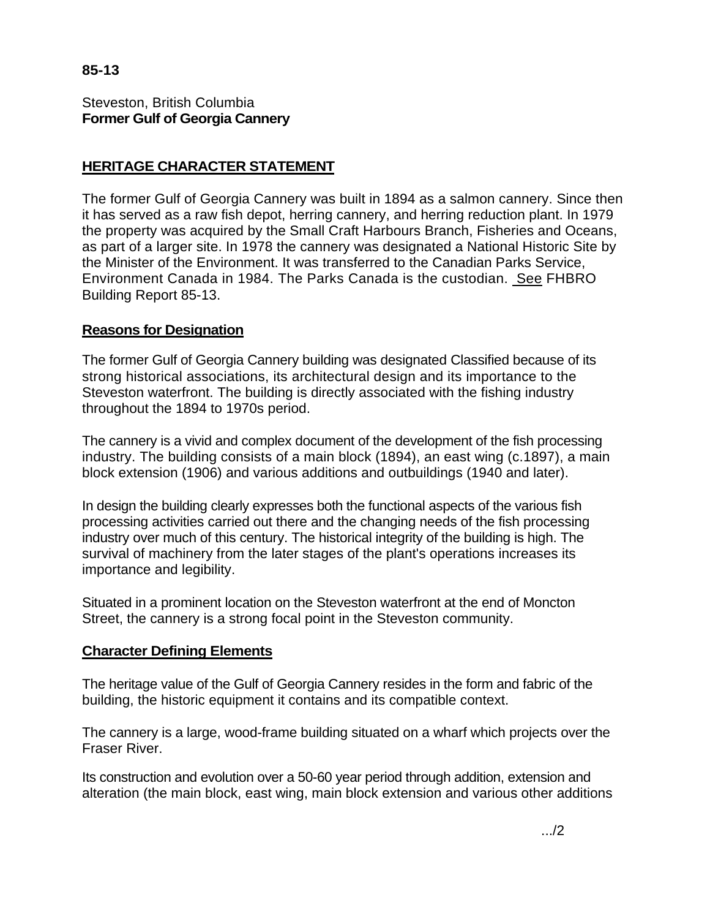**85-13**

Steveston, British Columbia
**Former Gulf of Georgia Cannery**

## HERITAGE CHARACTER STATEMENT

The former Gulf of Georgia Cannery was built in 1894 as a salmon cannery. Since then it has served as a raw fish depot, herring cannery, and herring reduction plant. In 1979 the property was acquired by the Small Craft Harbours Branch, Fisheries and Oceans, as part of a larger site. In 1978 the cannery was designated a National Historic Site by the Minister of the Environment. It was transferred to the Canadian Parks Service, Environment Canada in 1984. The Parks Canada is the custodian. See FHBRO Building Report 85-13.

### Reasons for Designation

The former Gulf of Georgia Cannery building was designated Classified because of its strong historical associations, its architectural design and its importance to the Steveston waterfront. The building is directly associated with the fishing industry throughout the 1894 to 1970s period.

The cannery is a vivid and complex document of the development of the fish processing industry. The building consists of a main block (1894), an east wing (c.1897), a main block extension (1906) and various additions and outbuildings (1940 and later).

In design the building clearly expresses both the functional aspects of the various fish processing activities carried out there and the changing needs of the fish processing industry over much of this century. The historical integrity of the building is high. The survival of machinery from the later stages of the plant's operations increases its importance and legibility.

Situated in a prominent location on the Steveston waterfront at the end of Moncton Street, the cannery is a strong focal point in the Steveston community.

### Character Defining Elements

The heritage value of the Gulf of Georgia Cannery resides in the form and fabric of the building, the historic equipment it contains and its compatible context.

The cannery is a large, wood-frame building situated on a wharf which projects over the Fraser River.

Its construction and evolution over a 50-60 year period through addition, extension and alteration (the main block, east wing, main block extension and various other additions

.../2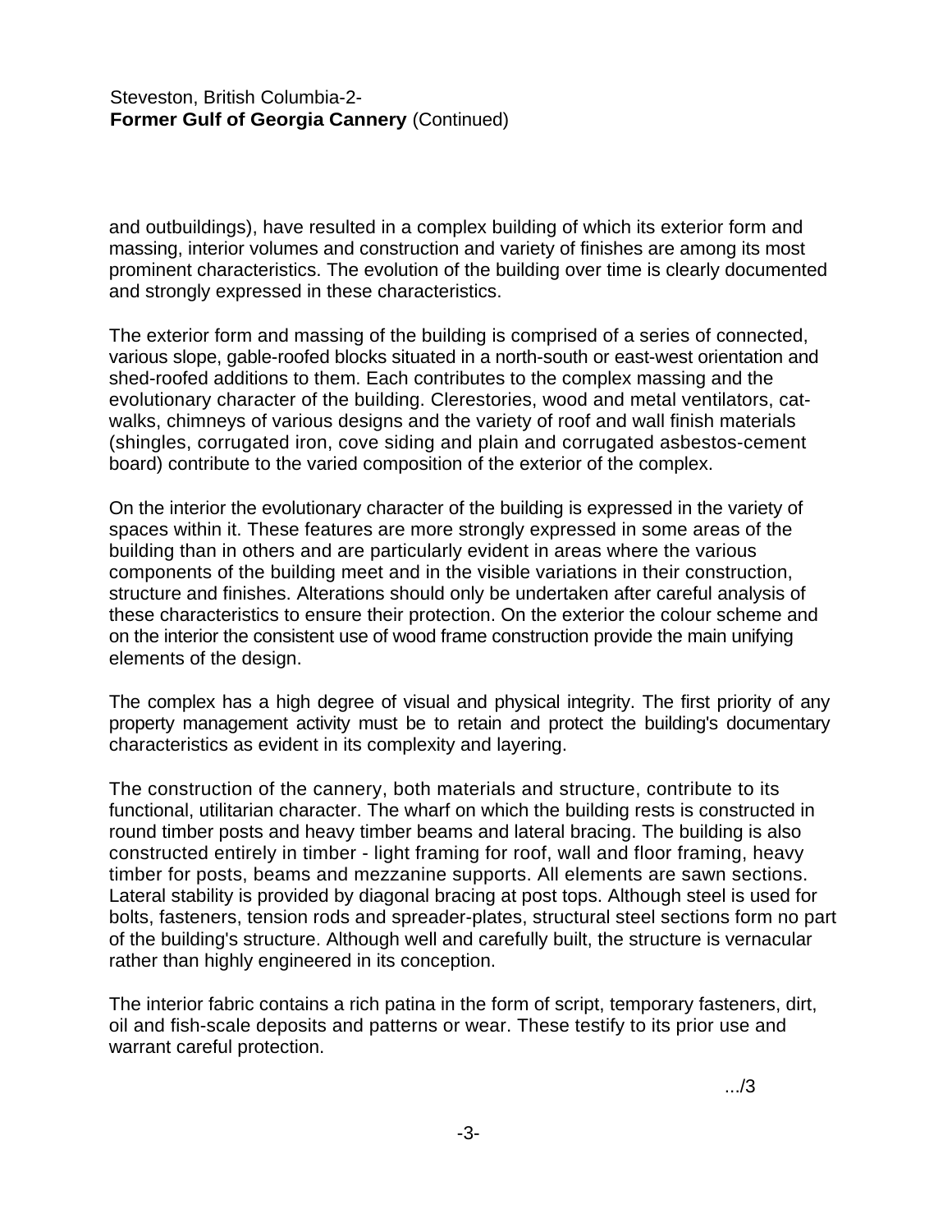and outbuildings), have resulted in a complex building of which its exterior form and massing, interior volumes and construction and variety of finishes are among its most prominent characteristics. The evolution of the building over time is clearly documented and strongly expressed in these characteristics.

The exterior form and massing of the building is comprised of a series of connected, various slope, gable-roofed blocks situated in a north-south or east-west orientation and shed-roofed additions to them. Each contributes to the complex massing and the evolutionary character of the building. Clerestories, wood and metal ventilators, cat-walks, chimneys of various designs and the variety of roof and wall finish materials (shingles, corrugated iron, cove siding and plain and corrugated asbestos-cement board) contribute to the varied composition of the exterior of the complex.

On the interior the evolutionary character of the building is expressed in the variety of spaces within it. These features are more strongly expressed in some areas of the building than in others and are particularly evident in areas where the various components of the building meet and in the visible variations in their construction, structure and finishes. Alterations should only be undertaken after careful analysis of these characteristics to ensure their protection. On the exterior the colour scheme and on the interior the consistent use of wood frame construction provide the main unifying elements of the design.

The complex has a high degree of visual and physical integrity. The first priority of any property management activity must be to retain and protect the building's documentary characteristics as evident in its complexity and layering.

The construction of the cannery, both materials and structure, contribute to its functional, utilitarian character. The wharf on which the building rests is constructed in round timber posts and heavy timber beams and lateral bracing. The building is also constructed entirely in timber - light framing for roof, wall and floor framing, heavy timber for posts, beams and mezzanine supports. All elements are sawn sections. Lateral stability is provided by diagonal bracing at post tops. Although steel is used for bolts, fasteners, tension rods and spreader-plates, structural steel sections form no part of the building's structure. Although well and carefully built, the structure is vernacular rather than highly engineered in its conception.

The interior fabric contains a rich patina in the form of script, temporary fasteners, dirt, oil and fish-scale deposits and patterns or wear. These testify to its prior use and warrant careful protection.

.../3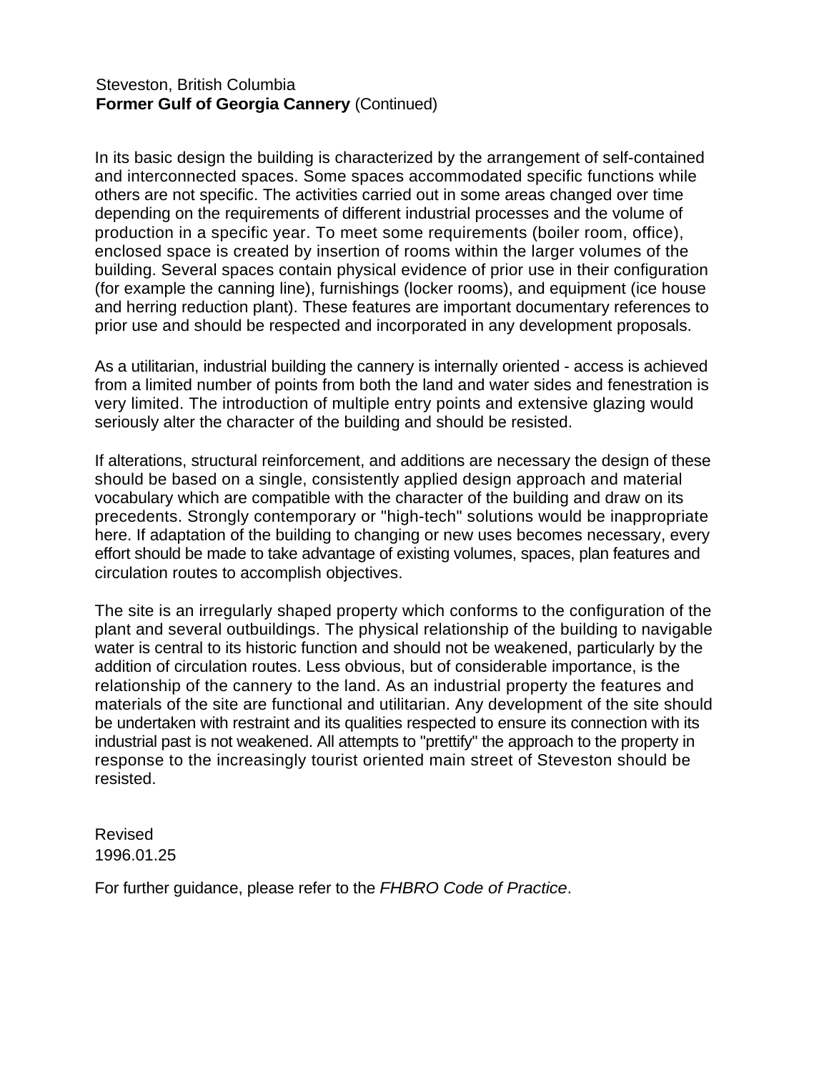Steveston, British Columbia
**Former Gulf of Georgia Cannery** (Continued)

In its basic design the building is characterized by the arrangement of self-contained and interconnected spaces. Some spaces accommodated specific functions while others are not specific. The activities carried out in some areas changed over time depending on the requirements of different industrial processes and the volume of production in a specific year. To meet some requirements (boiler room, office), enclosed space is created by insertion of rooms within the larger volumes of the building. Several spaces contain physical evidence of prior use in their configuration (for example the canning line), furnishings (locker rooms), and equipment (ice house and herring reduction plant). These features are important documentary references to prior use and should be respected and incorporated in any development proposals.

As a utilitarian, industrial building the cannery is internally oriented - access is achieved from a limited number of points from both the land and water sides and fenestration is very limited. The introduction of multiple entry points and extensive glazing would seriously alter the character of the building and should be resisted.

If alterations, structural reinforcement, and additions are necessary the design of these should be based on a single, consistently applied design approach and material vocabulary which are compatible with the character of the building and draw on its precedents. Strongly contemporary or "high-tech" solutions would be inappropriate here. If adaptation of the building to changing or new uses becomes necessary, every effort should be made to take advantage of existing volumes, spaces, plan features and circulation routes to accomplish objectives.

The site is an irregularly shaped property which conforms to the configuration of the plant and several outbuildings. The physical relationship of the building to navigable water is central to its historic function and should not be weakened, particularly by the addition of circulation routes. Less obvious, but of considerable importance, is the relationship of the cannery to the land. As an industrial property the features and materials of the site are functional and utilitarian. Any development of the site should be undertaken with restraint and its qualities respected to ensure its connection with its industrial past is not weakened. All attempts to "prettify" the approach to the property in response to the increasingly tourist oriented main street of Steveston should be resisted.

Revised
1996.01.25

For further guidance, please refer to the *FHBRO Code of Practice*.